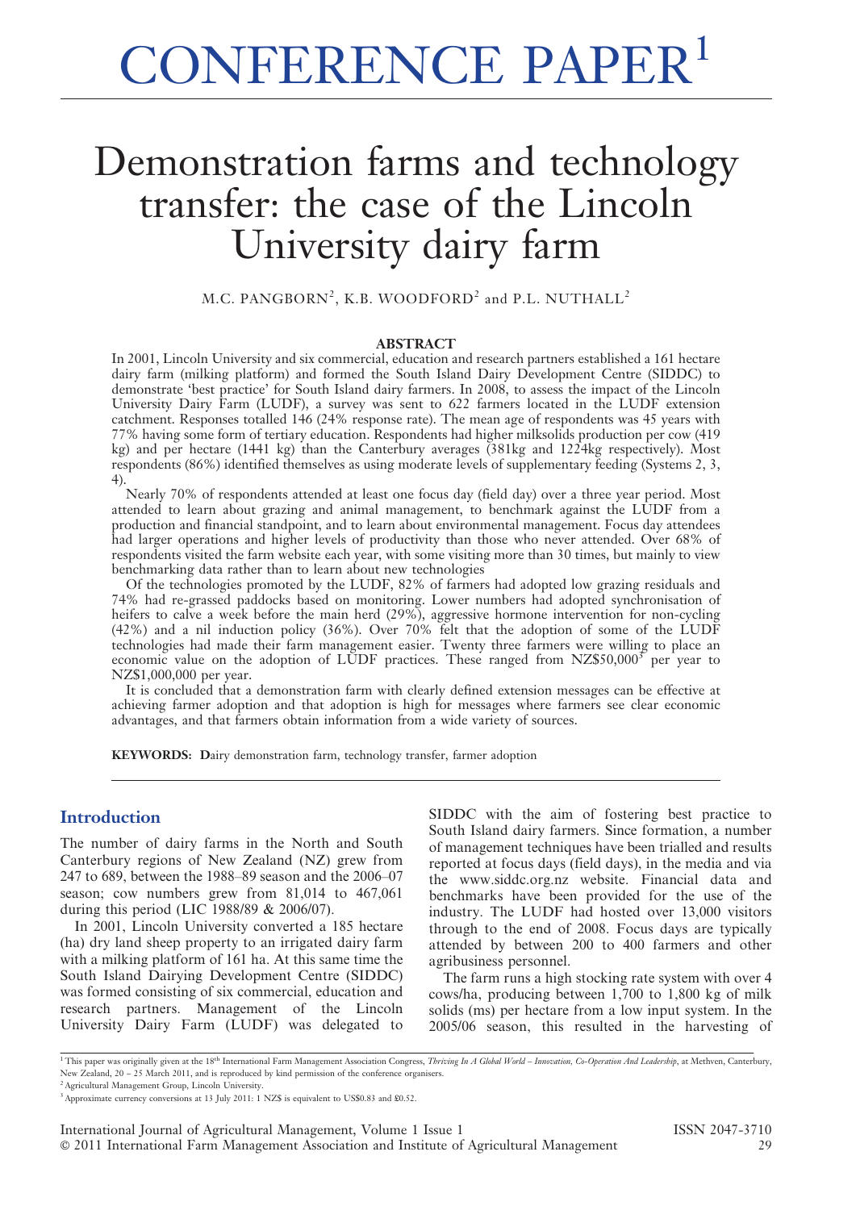# CONFERENCE PAPER[1]

# Demonstration farms and technology transfer: the case of the Lincoln University dairy farm

M.C. PANGBORN[2], K.B. WOODFORD[2] and P.L. NUTHALL[2]

## ABSTRACT

In 2001, Lincoln University and six commercial, education and research partners established a 161 hectare dairy farm (milking platform) and formed the South Island Dairy Development Centre (SIDDC) to demonstrate 'best practice' for South Island dairy farmers. In 2008, to assess the impact of the Lincoln University Dairy Farm (LUDF), a survey was sent to 622 farmers located in the LUDF extension catchment. Responses totalled 146 (24% response rate). The mean age of respondents was 45 years with 77% having some form of tertiary education. Respondents had higher milksolids production per cow (419 kg) and per hectare (1441 kg) than the Canterbury averages (381kg and 1224kg respectively). Most respondents (86%) identified themselves as using moderate levels of supplementary feeding (Systems 2, 3, 4).

Nearly 70% of respondents attended at least one focus day (field day) over a three year period. Most attended to learn about grazing and animal management, to benchmark against the LUDF from a production and financial standpoint, and to learn about environmental management. Focus day attendees had larger operations and higher levels of productivity than those who never attended. Over 68% of respondents visited the farm website each year, with some visiting more than 30 times, but mainly to view benchmarking data rather than to learn about new technologies

Of the technologies promoted by the LUDF, 82% of farmers had adopted low grazing residuals and 74% had re-grassed paddocks based on monitoring. Lower numbers had adopted synchronisation of heifers to calve a week before the main herd (29%), aggressive hormone intervention for non-cycling (42%) and a nil induction policy (36%). Over 70% felt that the adoption of some of the LUDF technologies had made their farm management easier. Twenty three farmers were willing to place an economic value on the adoption of LUDF practices. These ranged from NZ$50,000[3] per year to NZ$1,000,000 per year.

It is concluded that a demonstration farm with clearly defined extension messages can be effective at achieving farmer adoption and that adoption is high for messages where farmers see clear economic advantages, and that farmers obtain information from a wide variety of sources.

**KEYWORDS: D**airy demonstration farm, technology transfer, farmer adoption

## Introduction

The number of dairy farms in the North and South Canterbury regions of New Zealand (NZ) grew from 247 to 689, between the 1988–89 season and the 2006–07 season; cow numbers grew from 81,014 to 467,061 during this period (LIC 1988/89 & 2006/07).

In 2001, Lincoln University converted a 185 hectare (ha) dry land sheep property to an irrigated dairy farm with a milking platform of 161 ha. At this same time the South Island Dairying Development Centre (SIDDC) was formed consisting of six commercial, education and research partners. Management of the Lincoln University Dairy Farm (LUDF) was delegated to SIDDC with the aim of fostering best practice to South Island dairy farmers. Since formation, a number of management techniques have been trialled and results reported at focus days (field days), in the media and via the www.siddc.org.nz website. Financial data and benchmarks have been provided for the use of the industry. The LUDF had hosted over 13,000 visitors through to the end of 2008. Focus days are typically attended by between 200 to 400 farmers and other agribusiness personnel.

The farm runs a high stocking rate system with over 4 cows/ha, producing between 1,700 to 1,800 kg of milk solids (ms) per hectare from a low input system. In the 2005/06 season, this resulted in the harvesting of

---

[1] This paper was originally given at the 18th International Farm Management Association Congress, *Thriving In A Global World – Innovation, Co-Operation And Leadership*, at Methven, Canterbury, New Zealand, 20 – 25 March 2011, and is reproduced by kind permission of the conference organisers.

[2] Agricultural Management Group, Lincoln University.

[3] Approximate currency conversions at 13 July 2011: 1 NZ$ is equivalent to US$0.83 and £0.52.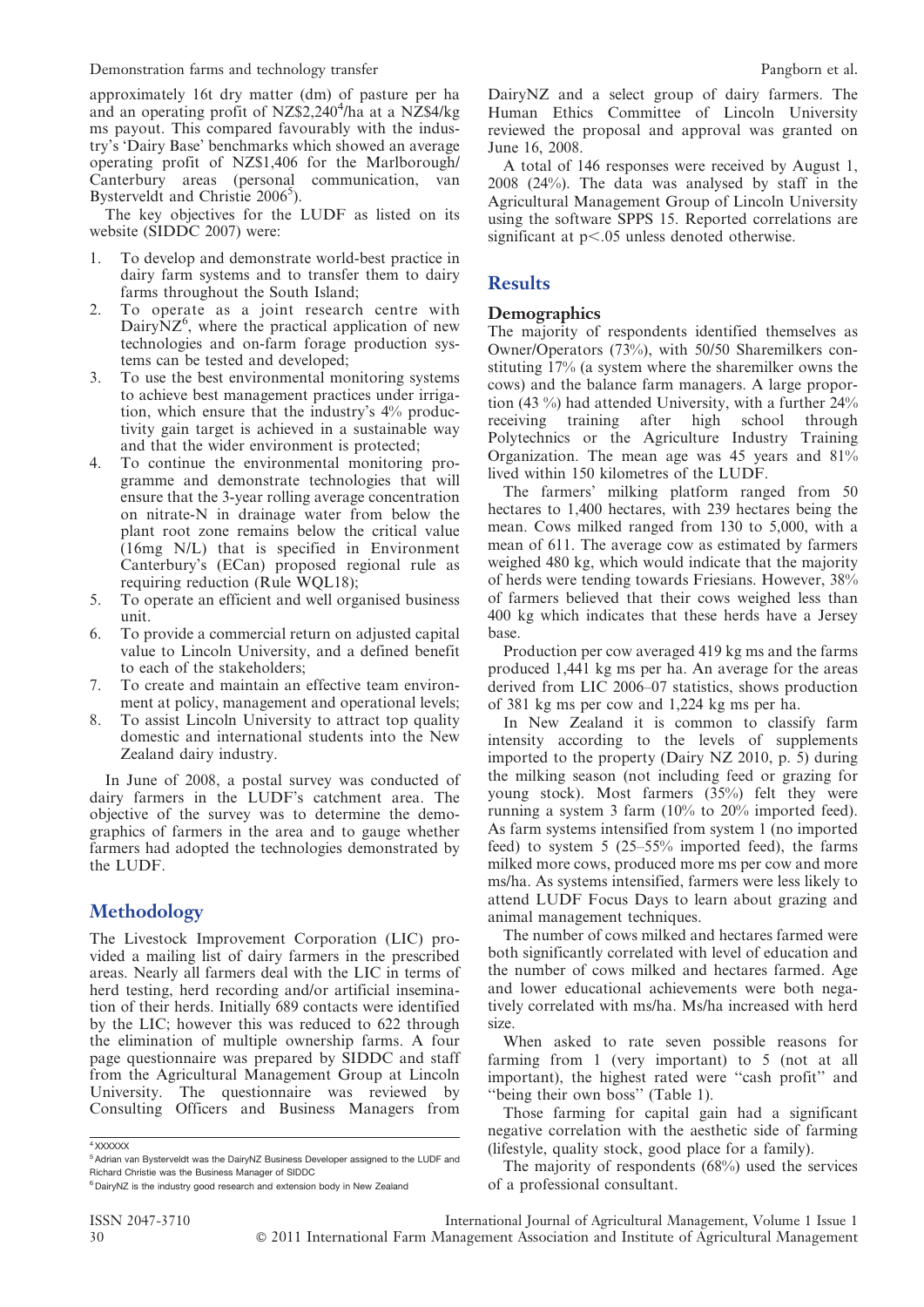approximately 16t dry matter (dm) of pasture per ha and an operating profit of NZ$2,240[4]/ha at a NZ$4/kg ms payout. This compared favourably with the industry's 'Dairy Base' benchmarks which showed an average operating profit of NZ$1,406 for the Marlborough/Canterbury areas (personal communication, van Bysterveldt and Christie 2006[5]).

The key objectives for the LUDF as listed on its website (SIDDC 2007) were:

1. To develop and demonstrate world-best practice in dairy farm systems and to transfer them to dairy farms throughout the South Island;
2. To operate as a joint research centre with DairyNZ[6], where the practical application of new technologies and on-farm forage production systems can be tested and developed;
3. To use the best environmental monitoring systems to achieve best management practices under irrigation, which ensure that the industry's 4% productivity gain target is achieved in a sustainable way and that the wider environment is protected;
4. To continue the environmental monitoring programme and demonstrate technologies that will ensure that the 3-year rolling average concentration on nitrate-N in drainage water from below the plant root zone remains below the critical value (16mg N/L) that is specified in Environment Canterbury's (ECan) proposed regional rule as requiring reduction (Rule WQL18);
5. To operate an efficient and well organised business unit.
6. To provide a commercial return on adjusted capital value to Lincoln University, and a defined benefit to each of the stakeholders;
7. To create and maintain an effective team environment at policy, management and operational levels;
8. To assist Lincoln University to attract top quality domestic and international students into the New Zealand dairy industry.

In June of 2008, a postal survey was conducted of dairy farmers in the LUDF's catchment area. The objective of the survey was to determine the demographics of farmers in the area and to gauge whether farmers had adopted the technologies demonstrated by the LUDF.

## Methodology

The Livestock Improvement Corporation (LIC) provided a mailing list of dairy farmers in the prescribed areas. Nearly all farmers deal with the LIC in terms of herd testing, herd recording and/or artificial insemination of their herds. Initially 689 contacts were identified by the LIC; however this was reduced to 622 through the elimination of multiple ownership farms. A four page questionnaire was prepared by SIDDC and staff from the Agricultural Management Group at Lincoln University. The questionnaire was reviewed by Consulting Officers and Business Managers from DairyNZ and a select group of dairy farmers. The Human Ethics Committee of Lincoln University reviewed the proposal and approval was granted on June 16, 2008.

A total of 146 responses were received by August 1, 2008 (24%). The data was analysed by staff in the Agricultural Management Group of Lincoln University using the software SPPS 15. Reported correlations are significant at $p<.05$ unless denoted otherwise.

## Results

### Demographics

The majority of respondents identified themselves as Owner/Operators (73%), with 50/50 Sharemilkers constituting 17% (a system where the sharemilker owns the cows) and the balance farm managers. A large proportion (43 %) had attended University, with a further 24% receiving training after high school through Polytechnics or the Agriculture Industry Training Organization. The mean age was 45 years and 81% lived within 150 kilometres of the LUDF.

The farmers' milking platform ranged from 50 hectares to 1,400 hectares, with 239 hectares being the mean. Cows milked ranged from 130 to 5,000, with a mean of 611. The average cow as estimated by farmers weighed 480 kg, which would indicate that the majority of herds were tending towards Friesians. However, 38% of farmers believed that their cows weighed less than 400 kg which indicates that these herds have a Jersey base.

Production per cow averaged 419 kg ms and the farms produced 1,441 kg ms per ha. An average for the areas derived from LIC 2006–07 statistics, shows production of 381 kg ms per cow and 1,224 kg ms per ha.

In New Zealand it is common to classify farm intensity according to the levels of supplements imported to the property (Dairy NZ 2010, p. 5) during the milking season (not including feed or grazing for young stock). Most farmers (35%) felt they were running a system 3 farm (10% to 20% imported feed). As farm systems intensified from system 1 (no imported feed) to system 5 (25–55% imported feed), the farms milked more cows, produced more ms per cow and more ms/ha. As systems intensified, farmers were less likely to attend LUDF Focus Days to learn about grazing and animal management techniques.

The number of cows milked and hectares farmed were both significantly correlated with level of education and the number of cows milked and hectares farmed. Age and lower educational achievements were both negatively correlated with ms/ha. Ms/ha increased with herd size.

When asked to rate seven possible reasons for farming from 1 (very important) to 5 (not at all important), the highest rated were "cash profit" and "being their own boss" (Table 1).

Those farming for capital gain had a significant negative correlation with the aesthetic side of farming (lifestyle, quality stock, good place for a family).

The majority of respondents (68%) used the services of a professional consultant.

---

[4] XXXXXX

[5] Adrian van Bysterveldt was the DairyNZ Business Developer assigned to the LUDF and Richard Christie was the Business Manager of SIDDC

[6] DairyNZ is the industry good research and extension body in New Zealand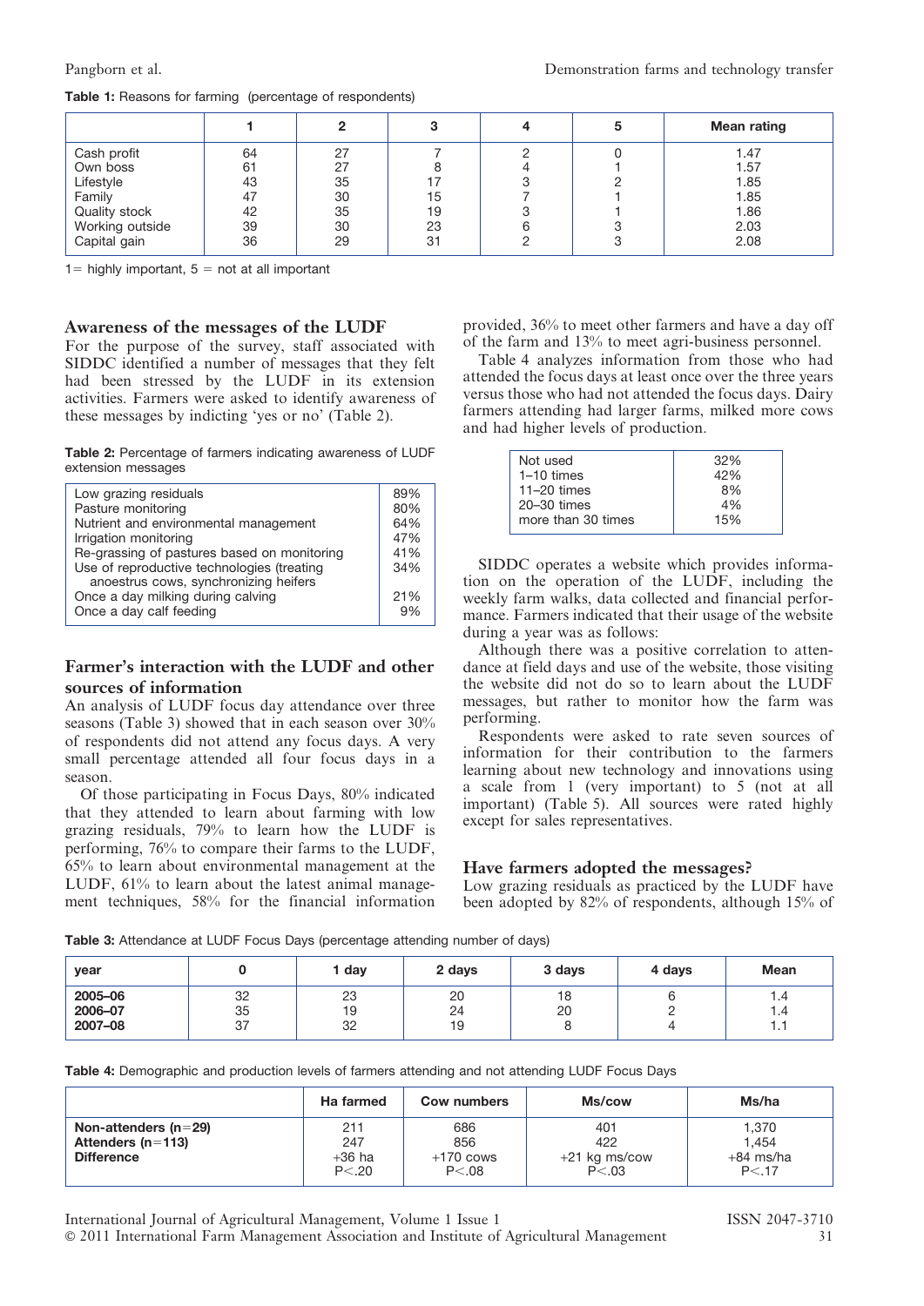**Table 1:** Reasons for farming (percentage of respondents)

| | 1 | 2 | 3 | 4 | 5 | Mean rating |
|---|---|---|---|---|---|---|
| Cash profit | 64 | 27 | 7 | 2 | 0 | 1.47 |
| Own boss | 61 | 27 | 8 | 4 | 1 | 1.57 |
| Lifestyle | 43 | 35 | 17 | 3 | 2 | 1.85 |
| Family | 47 | 30 | 15 | 7 | 1 | 1.85 |
| Quality stock | 42 | 35 | 19 | 3 | 1 | 1.86 |
| Working outside | 39 | 30 | 23 | 6 | 3 | 2.03 |
| Capital gain | 36 | 29 | 31 | 2 | 3 | 2.08 |

1= highly important, 5 = not at all important

## Awareness of the messages of the LUDF

For the purpose of the survey, staff associated with SIDDC identified a number of messages that they felt had been stressed by the LUDF in its extension activities. Farmers were asked to identify awareness of these messages by indicting 'yes or no' (Table 2).

**Table 2:** Percentage of farmers indicating awareness of LUDF extension messages

| | |
|---|---|
| Low grazing residuals | 89% |
| Pasture monitoring | 80% |
| Nutrient and environmental management | 64% |
| Irrigation monitoring | 47% |
| Re-grassing of pastures based on monitoring | 41% |
| Use of reproductive technologies (treating anoestrus cows, synchronizing heifers | 34% |
| Once a day milking during calving | 21% |
| Once a day calf feeding | 9% |

## Farmer's interaction with the LUDF and other sources of information

An analysis of LUDF focus day attendance over three seasons (Table 3) showed that in each season over 30% of respondents did not attend any focus days. A very small percentage attended all four focus days in a season.

Of those participating in Focus Days, 80% indicated that they attended to learn about farming with low grazing residuals, 79% to learn how the LUDF is performing, 76% to compare their farms to the LUDF, 65% to learn about environmental management at the LUDF, 61% to learn about the latest animal management techniques, 58% for the financial information provided, 36% to meet other farmers and have a day off of the farm and 13% to meet agri-business personnel.

Table 4 analyzes information from those who had attended the focus days at least once over the three years versus those who had not attended the focus days. Dairy farmers attending had larger farms, milked more cows and had higher levels of production.

| | |
|---|---|
| Not used | 32% |
| 1–10 times | 42% |
| 11–20 times | 8% |
| 20–30 times | 4% |
| more than 30 times | 15% |

SIDDC operates a website which provides information on the operation of the LUDF, including the weekly farm walks, data collected and financial performance. Farmers indicated that their usage of the website during a year was as follows:

Although there was a positive correlation to attendance at field days and use of the website, those visiting the website did not do so to learn about the LUDF messages, but rather to monitor how the farm was performing.

Respondents were asked to rate seven sources of information for their contribution to the farmers learning about new technology and innovations using a scale from 1 (very important) to 5 (not at all important) (Table 5). All sources were rated highly except for sales representatives.

## Have farmers adopted the messages?

Low grazing residuals as practiced by the LUDF have been adopted by 82% of respondents, although 15% of

**Table 3:** Attendance at LUDF Focus Days (percentage attending number of days)

| year | 0 | 1 day | 2 days | 3 days | 4 days | Mean |
|---|---|---|---|---|---|---|
| 2005–06 | 32 | 23 | 20 | 18 | 6 | 1.4 |
| 2006–07 | 35 | 19 | 24 | 20 | 2 | 1.4 |
| 2007–08 | 37 | 32 | 19 | 8 | 4 | 1.1 |

**Table 4:** Demographic and production levels of farmers attending and not attending LUDF Focus Days

| | Ha farmed | Cow numbers | Ms/cow | Ms/ha |
|---|---|---|---|---|
| **Non-attenders (n=29)** | 211 | 686 | 401 | 1,370 |
| **Attenders (n=113)** | 247 | 856 | 422 | 1,454 |
| **Difference** | +36 ha<br>P<.20 | +170 cows<br>P<.08 | +21 kg ms/cow<br>P<.03 | +84 ms/ha<br>P<.17 |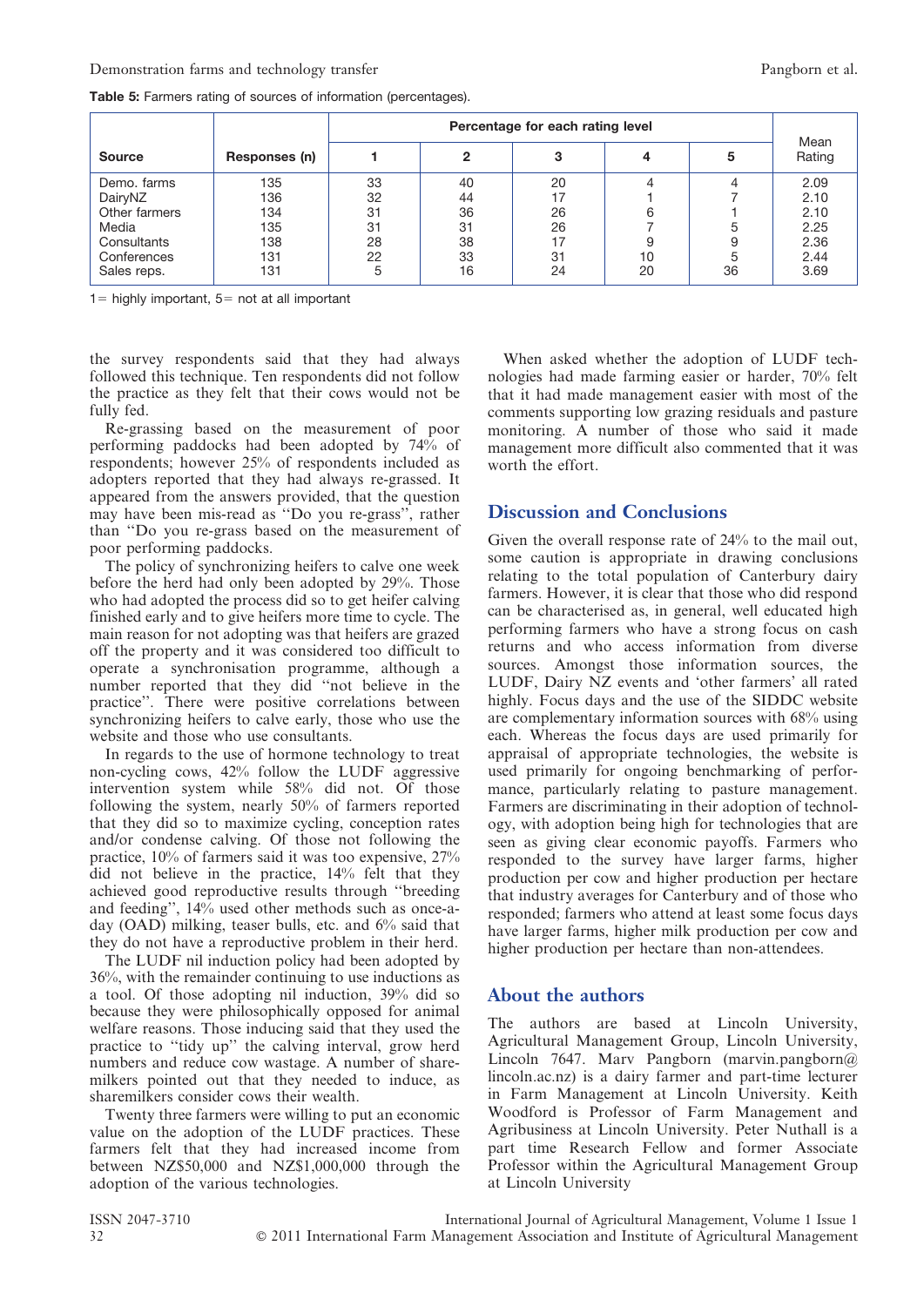**Table 5:** Farmers rating of sources of information (percentages).

| Source | Responses (n) | Percentage for each rating level | | | | | Mean Rating |
|---|---|---|---|---|---|---|---|
| | | 1 | 2 | 3 | 4 | 5 | |
| Demo. farms | 135 | 33 | 40 | 20 | 4 | 4 | 2.09 |
| DairyNZ | 136 | 32 | 44 | 17 | 1 | 7 | 2.10 |
| Other farmers | 134 | 31 | 36 | 26 | 6 | 1 | 2.10 |
| Media | 135 | 31 | 31 | 26 | 7 | 5 | 2.25 |
| Consultants | 138 | 28 | 38 | 17 | 9 | 9 | 2.36 |
| Conferences | 131 | 22 | 33 | 31 | 10 | 5 | 2.44 |
| Sales reps. | 131 | 5 | 16 | 24 | 20 | 36 | 3.69 |

1= highly important, 5= not at all important

the survey respondents said that they had always followed this technique. Ten respondents did not follow the practice as they felt that their cows would not be fully fed.

Re-grassing based on the measurement of poor performing paddocks had been adopted by 74% of respondents; however 25% of respondents included as adopters reported that they had always re-grassed. It appeared from the answers provided, that the question may have been mis-read as ''Do you re-grass'', rather than ''Do you re-grass based on the measurement of poor performing paddocks.

The policy of synchronizing heifers to calve one week before the herd had only been adopted by 29%. Those who had adopted the process did so to get heifer calving finished early and to give heifers more time to cycle. The main reason for not adopting was that heifers are grazed off the property and it was considered too difficult to operate a synchronisation programme, although a number reported that they did ''not believe in the practice''. There were positive correlations between synchronizing heifers to calve early, those who use the website and those who use consultants.

In regards to the use of hormone technology to treat non-cycling cows, 42% follow the LUDF aggressive intervention system while 58% did not. Of those following the system, nearly 50% of farmers reported that they did so to maximize cycling, conception rates and/or condense calving. Of those not following the practice, 10% of farmers said it was too expensive, 27% did not believe in the practice, 14% felt that they achieved good reproductive results through ''breeding and feeding'', 14% used other methods such as once-a-day (OAD) milking, teaser bulls, etc. and 6% said that they do not have a reproductive problem in their herd.

The LUDF nil induction policy had been adopted by 36%, with the remainder continuing to use inductions as a tool. Of those adopting nil induction, 39% did so because they were philosophically opposed for animal welfare reasons. Those inducing said that they used the practice to ''tidy up'' the calving interval, grow herd numbers and reduce cow wastage. A number of share-milkers pointed out that they needed to induce, as sharemilkers consider cows their wealth.

Twenty three farmers were willing to put an economic value on the adoption of the LUDF practices. These farmers felt that they had increased income from between NZ$50,000 and NZ$1,000,000 through the adoption of the various technologies.

When asked whether the adoption of LUDF technologies had made farming easier or harder, 70% felt that it had made management easier with most of the comments supporting low grazing residuals and pasture monitoring. A number of those who said it made management more difficult also commented that it was worth the effort.

## Discussion and Conclusions

Given the overall response rate of 24% to the mail out, some caution is appropriate in drawing conclusions relating to the total population of Canterbury dairy farmers. However, it is clear that those who did respond can be characterised as, in general, well educated high performing farmers who have a strong focus on cash returns and who access information from diverse sources. Amongst those information sources, the LUDF, Dairy NZ events and 'other farmers' all rated highly. Focus days and the use of the SIDDC website are complementary information sources with 68% using each. Whereas the focus days are used primarily for appraisal of appropriate technologies, the website is used primarily for ongoing benchmarking of performance, particularly relating to pasture management. Farmers are discriminating in their adoption of technology, with adoption being high for technologies that are seen as giving clear economic payoffs. Farmers who responded to the survey have larger farms, higher production per cow and higher production per hectare that industry averages for Canterbury and of those who responded; farmers who attend at least some focus days have larger farms, higher milk production per cow and higher production per hectare than non-attendees.

## About the authors

The authors are based at Lincoln University, Agricultural Management Group, Lincoln University, Lincoln 7647. Marv Pangborn (marvin.pangborn@lincoln.ac.nz) is a dairy farmer and part-time lecturer in Farm Management at Lincoln University. Keith Woodford is Professor of Farm Management and Agribusiness at Lincoln University. Peter Nuthall is a part time Research Fellow and former Associate Professor within the Agricultural Management Group at Lincoln University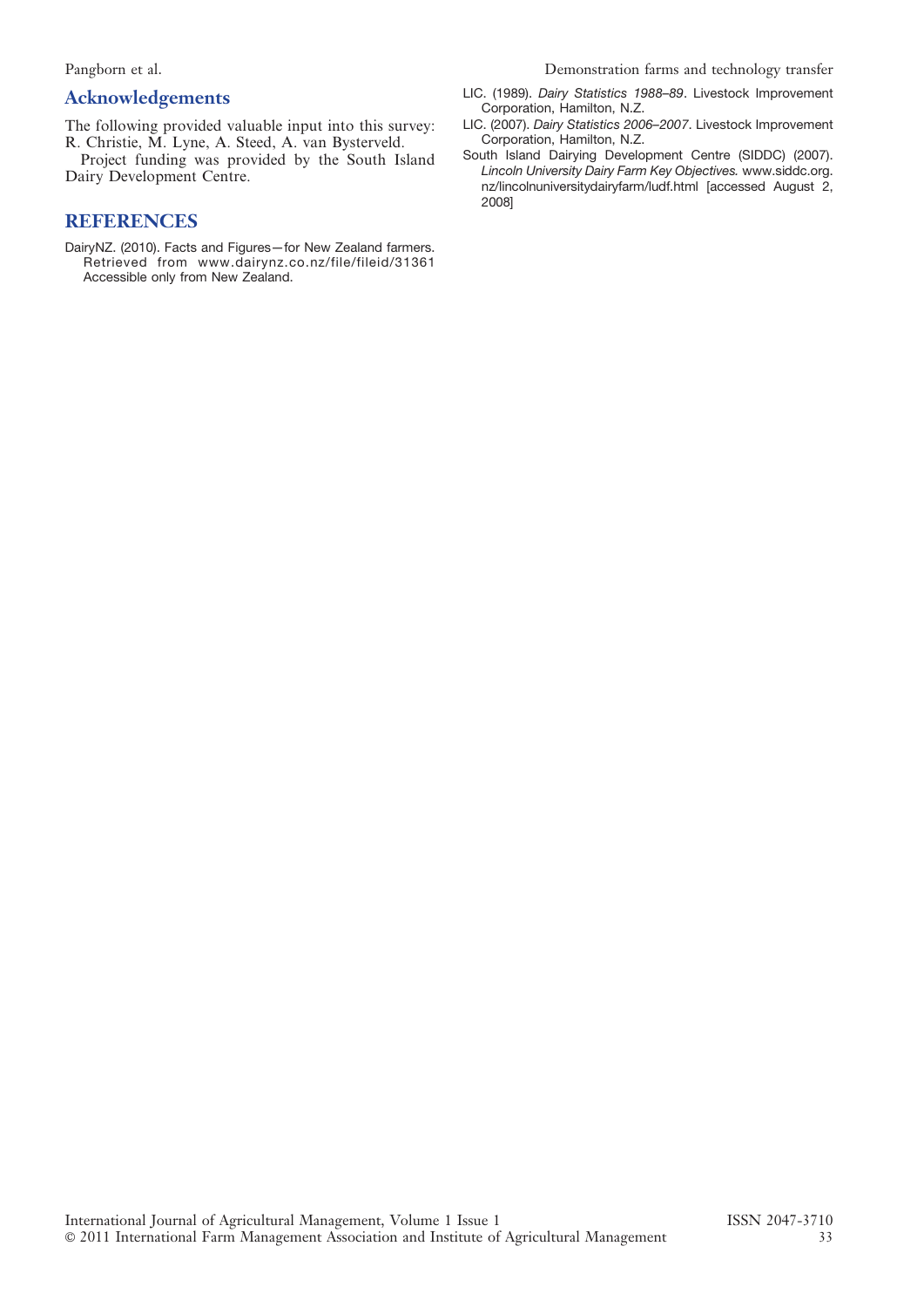## Acknowledgements

The following provided valuable input into this survey: R. Christie, M. Lyne, A. Steed, A. van Bysterveld.

Project funding was provided by the South Island Dairy Development Centre.

## REFERENCES

DairyNZ. (2010). Facts and Figures—for New Zealand farmers. Retrieved from www.dairynz.co.nz/file/fileid/31361 Accessible only from New Zealand.

LIC. (1989). *Dairy Statistics 1988–89*. Livestock Improvement Corporation, Hamilton, N.Z.

LIC. (2007). *Dairy Statistics 2006–2007*. Livestock Improvement Corporation, Hamilton, N.Z.

South Island Dairying Development Centre (SIDDC) (2007). *Lincoln University Dairy Farm Key Objectives.* www.siddc.org.nz/lincolnuniversitydairyfarm/ludf.html [accessed August 2, 2008]